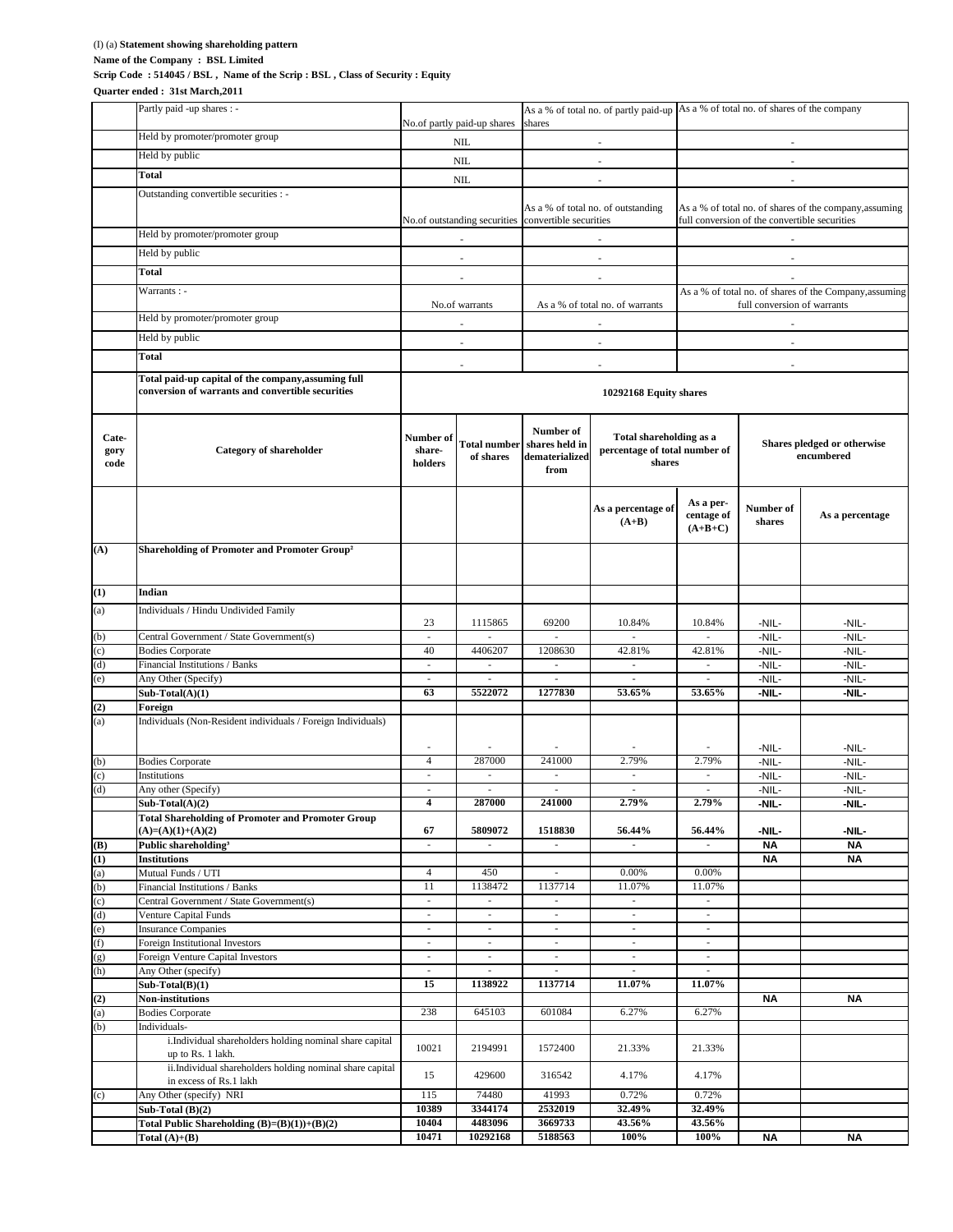(I) (a) **Statement showing shareholding pattern**

**Name of the Company : BSL Limited**

**Scrip Code : 514045 / BSL , Name of the Scrip : BSL , Class of Security : Equity**

**Quarter ended : 31st March,2011**

| | Partly paid -up shares : - | No.of partly paid-up shares | As a % of total no. of partly paid-up shares | As a % of total no. of shares of the company |
|---|---|---|---|---|
| | Held by promoter/promoter group | NIL | - | - |
| | Held by public | NIL | - | - |
| | **Total** | NIL | - | - |
| | Outstanding convertible securities : - | No.of outstanding securities | As a % of total no. of outstanding convertible securities | As a % of total no. of shares of the company,assuming full conversion of the convertible securities |
| | Held by promoter/promoter group | - | - | - |
| | Held by public | - | - | - |
| | **Total** | - | - | - |
| | Warrants : - | No.of warrants | As a % of total no. of warrants | As a % of total no. of shares of the Company,assuming full conversion of warrants |
| | Held by promoter/promoter group | - | - | - |
| | Held by public | - | - | - |
| | **Total** | - | - | - |
| | **Total paid-up capital of the company,assuming full conversion of warrants and convertible securities** | **10292168 Equity shares** | | |

| Cate-gory code | Category of shareholder | Number of share-holders | Total number of shares | Number of shares held in dematerialized from | Total shareholding as a percentage of total number of shares | | Shares pledged or otherwise encumbered | |
|---|---|---|---|---|---|---|---|---|
| | | | | | As a percentage of (A+B) | As a per-centage of (A+B+C) | Number of shares | As a percentage |
| **(A)** | **Shareholding of Promoter and Promoter Group²** | | | | | | | |
| **(1)** | **Indian** | | | | | | | |
| (a) | Individuals / Hindu Undivided Family | 23 | 1115865 | 69200 | 10.84% | 10.84% | -NIL- | -NIL- |
| (b) | Central Government / State Government(s) | - | - | - | - | - | -NIL- | -NIL- |
| (c) | Bodies Corporate | 40 | 4406207 | 1208630 | 42.81% | 42.81% | -NIL- | -NIL- |
| (d) | Financial Institutions / Banks | - | - | - | - | - | -NIL- | -NIL- |
| (e) | Any Other (Specify) | - | - | - | - | - | -NIL- | -NIL- |
| | **Sub-Total(A)(1)** | **63** | **5522072** | **1277830** | **53.65%** | **53.65%** | **-NIL-** | **-NIL-** |
| **(2)** | **Foreign** | | | | | | | |
| (a) | Individuals (Non-Resident individuals / Foreign Individuals) | - | - | - | - | - | -NIL- | -NIL- |
| (b) | Bodies Corporate | 4 | 287000 | 241000 | 2.79% | 2.79% | -NIL- | -NIL- |
| (c) | Institutions | - | - | - | - | - | -NIL- | -NIL- |
| (d) | Any other (Specify) | - | - | - | - | - | -NIL- | -NIL- |
| | **Sub-Total(A)(2)** | **4** | **287000** | **241000** | **2.79%** | **2.79%** | **-NIL-** | **-NIL-** |
| | **Total Shareholding of Promoter and Promoter Group (A)=(A)(1)+(A)(2)** | **67** | **5809072** | **1518830** | **56.44%** | **56.44%** | **-NIL-** | **-NIL-** |
| **(B)** | **Public shareholding³** | - | - | - | - | - | **NA** | **NA** |
| **(1)** | **Institutions** | | | | | | **NA** | **NA** |
| (a) | Mutual Funds / UTI | 4 | 450 | - | 0.00% | 0.00% | | |
| (b) | Financial Institutions / Banks | 11 | 1138472 | 1137714 | 11.07% | 11.07% | | |
| (c) | Central Government / State Government(s) | - | - | - | - | - | | |
| (d) | Venture Capital Funds | - | - | - | - | - | | |
| (e) | Insurance Companies | - | - | - | - | - | | |
| (f) | Foreign Institutional Investors | - | - | - | - | - | | |
| (g) | Foreign Venture Capital Investors | - | - | - | - | - | | |
| (h) | Any Other (specify) | - | - | - | - | - | | |
| | **Sub-Total(B)(1)** | **15** | **1138922** | **1137714** | **11.07%** | **11.07%** | | |
| **(2)** | **Non-institutions** | | | | | | **NA** | **NA** |
| (a) | Bodies Corporate | 238 | 645103 | 601084 | 6.27% | 6.27% | | |
| (b) | Individuals- | | | | | | | |
| | i.Individual shareholders holding nominal share capital up to Rs. 1 lakh. | 10021 | 2194991 | 1572400 | 21.33% | 21.33% | | |
| | ii.Individual shareholders holding nominal share capital in excess of Rs.1 lakh | 15 | 429600 | 316542 | 4.17% | 4.17% | | |
| (c) | Any Other (specify) NRI | 115 | 74480 | 41993 | 0.72% | 0.72% | | |
| | **Sub-Total (B)(2)** | **10389** | **3344174** | **2532019** | **32.49%** | **32.49%** | | |
| | **Total Public Shareholding (B)=(B)(1))+(B)(2)** | **10404** | **4483096** | **3669733** | **43.56%** | **43.56%** | | |
| | **Total (A)+(B)** | **10471** | **10292168** | **5188563** | **100%** | **100%** | **NA** | **NA** |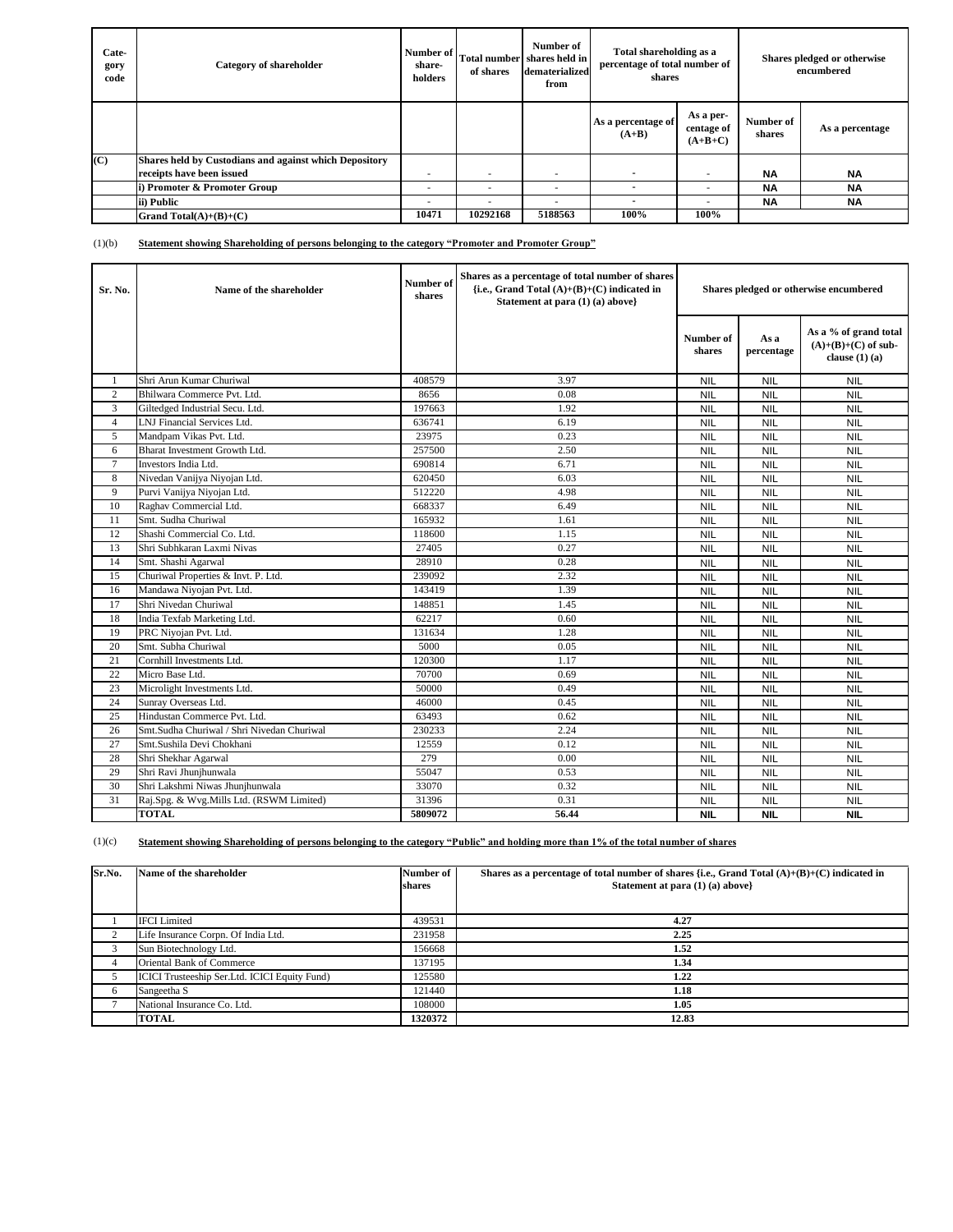| Cate-gory code | Category of shareholder | Number of share-holders | Total number of shares | Number of shares held in dematerialized from | Total shareholding as a percentage of total number of shares | | Shares pledged or otherwise encumbered | |
|---|---|---|---|---|---|---|---|---|
| | | | | | As a percentage of (A+B) | As a per-centage of (A+B+C) | Number of shares | As a percentage |
| (C) | Shares held by Custodians and against which Depository receipts have been issued | - | - | - | - | - | NA | NA |
| | i) Promoter & Promoter Group | - | - | - | - | - | NA | NA |
| | ii) Public | - | - | - | - | - | NA | NA |
| | Grand Total(A)+(B)+(C) | 10471 | 10292168 | 5188563 | 100% | 100% | | |

(1)(b) **Statement showing Shareholding of persons belonging to the category "Promoter and Promoter Group"**

| Sr. No. | Name of the shareholder | Number of shares | Shares as a percentage of total number of shares {i.e., Grand Total (A)+(B)+(C) indicated in Statement at para (1) (a) above} | Shares pledged or otherwise encumbered | | |
|---|---|---|---|---|---|---|
| | | | | Number of shares | As a percentage | As a % of grand total (A)+(B)+(C) of sub-clause (1) (a) |
| 1 | Shri Arun Kumar Churiwal | 408579 | 3.97 | NIL | NIL | NIL |
| 2 | Bhilwara Commerce Pvt. Ltd. | 8656 | 0.08 | NIL | NIL | NIL |
| 3 | Giltedged Industrial Secu. Ltd. | 197663 | 1.92 | NIL | NIL | NIL |
| 4 | LNJ Financial Services Ltd. | 636741 | 6.19 | NIL | NIL | NIL |
| 5 | Mandpam Vikas Pvt. Ltd. | 23975 | 0.23 | NIL | NIL | NIL |
| 6 | Bharat Investment Growth Ltd. | 257500 | 2.50 | NIL | NIL | NIL |
| 7 | Investors India Ltd. | 690814 | 6.71 | NIL | NIL | NIL |
| 8 | Nivedan Vanijya Niyojan Ltd. | 620450 | 6.03 | NIL | NIL | NIL |
| 9 | Purvi Vanijya Niyojan Ltd. | 512220 | 4.98 | NIL | NIL | NIL |
| 10 | Raghav Commercial Ltd. | 668337 | 6.49 | NIL | NIL | NIL |
| 11 | Smt. Sudha Churiwal | 165932 | 1.61 | NIL | NIL | NIL |
| 12 | Shashi Commercial Co. Ltd. | 118600 | 1.15 | NIL | NIL | NIL |
| 13 | Shri Subhkaran Laxmi Nivas | 27405 | 0.27 | NIL | NIL | NIL |
| 14 | Smt. Shashi Agarwal | 28910 | 0.28 | NIL | NIL | NIL |
| 15 | Churiwal Properties & Invt. P. Ltd. | 239092 | 2.32 | NIL | NIL | NIL |
| 16 | Mandawa Niyojan Pvt. Ltd. | 143419 | 1.39 | NIL | NIL | NIL |
| 17 | Shri Nivedan Churiwal | 148851 | 1.45 | NIL | NIL | NIL |
| 18 | India Texfab Marketing Ltd. | 62217 | 0.60 | NIL | NIL | NIL |
| 19 | PRC Niyojan Pvt. Ltd. | 131634 | 1.28 | NIL | NIL | NIL |
| 20 | Smt. Subha Churiwal | 5000 | 0.05 | NIL | NIL | NIL |
| 21 | Cornhill Investments Ltd. | 120300 | 1.17 | NIL | NIL | NIL |
| 22 | Micro Base Ltd. | 70700 | 0.69 | NIL | NIL | NIL |
| 23 | Microlight Investments Ltd. | 50000 | 0.49 | NIL | NIL | NIL |
| 24 | Sunray Overseas Ltd. | 46000 | 0.45 | NIL | NIL | NIL |
| 25 | Hindustan Commerce Pvt. Ltd. | 63493 | 0.62 | NIL | NIL | NIL |
| 26 | Smt.Sudha Churiwal / Shri Nivedan Churiwal | 230233 | 2.24 | NIL | NIL | NIL |
| 27 | Smt.Sushila Devi Chokhani | 12559 | 0.12 | NIL | NIL | NIL |
| 28 | Shri Shekhar Agarwal | 279 | 0.00 | NIL | NIL | NIL |
| 29 | Shri Ravi Jhunjhunwala | 55047 | 0.53 | NIL | NIL | NIL |
| 30 | Shri Lakshmi Niwas Jhunjhunwala | 33070 | 0.32 | NIL | NIL | NIL |
| 31 | Raj.Spg. & Wvg.Mills Ltd. (RSWM Limited) | 31396 | 0.31 | NIL | NIL | NIL |
| | **TOTAL** | **5809072** | **56.44** | **NIL** | **NIL** | **NIL** |

(1)(c) **Statement showing Shareholding of persons belonging to the category "Public" and holding more than 1% of the total number of shares**

| Sr.No. | Name of the shareholder | Number of shares | Shares as a percentage of total number of shares {i.e., Grand Total (A)+(B)+(C) indicated in Statement at para (1) (a) above} |
|---|---|---|---|
| 1 | IFCI Limited | 439531 | 4.27 |
| 2 | Life Insurance Corpn. Of India Ltd. | 231958 | 2.25 |
| 3 | Sun Biotechnology Ltd. | 156668 | 1.52 |
| 4 | Oriental Bank of Commerce | 137195 | 1.34 |
| 5 | ICICI Trusteeship Ser.Ltd. ICICI Equity Fund) | 125580 | 1.22 |
| 6 | Sangeetha S | 121440 | 1.18 |
| 7 | National Insurance Co. Ltd. | 108000 | 1.05 |
| | **TOTAL** | **1320372** | **12.83** |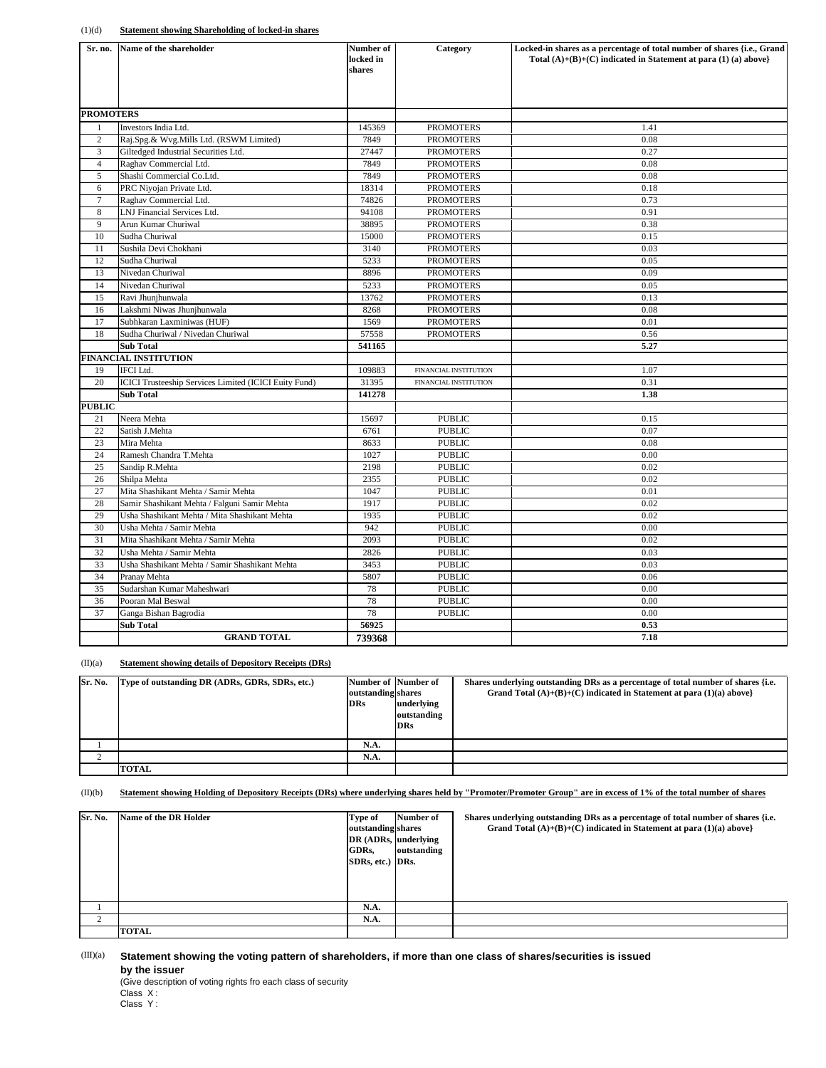(1)(d) **Statement showing Shareholding of locked-in shares**

| Sr. no. | Name of the shareholder | Number of locked in shares | Category | Locked-in shares as a percentage of total number of shares {i.e., Grand Total (A)+(B)+(C) indicated in Statement at para (1) (a) above} |
|---|---|---|---|---|
| **PROMOTERS** | | | | |
| 1 | Investors India Ltd. | 145369 | PROMOTERS | 1.41 |
| 2 | Raj.Spg.& Wvg.Mills Ltd. (RSWM Limited) | 7849 | PROMOTERS | 0.08 |
| 3 | Giltedged Industrial Securities Ltd. | 27447 | PROMOTERS | 0.27 |
| 4 | Raghav Commercial Ltd. | 7849 | PROMOTERS | 0.08 |
| 5 | Shashi Commercial Co.Ltd. | 7849 | PROMOTERS | 0.08 |
| 6 | PRC Niyojan Private Ltd. | 18314 | PROMOTERS | 0.18 |
| 7 | Raghav Commercial Ltd. | 74826 | PROMOTERS | 0.73 |
| 8 | LNJ Financial Services Ltd. | 94108 | PROMOTERS | 0.91 |
| 9 | Arun Kumar Churiwal | 38895 | PROMOTERS | 0.38 |
| 10 | Sudha Churiwal | 15000 | PROMOTERS | 0.15 |
| 11 | Sushila Devi Chokhani | 3140 | PROMOTERS | 0.03 |
| 12 | Sudha Churiwal | 5233 | PROMOTERS | 0.05 |
| 13 | Nivedan Churiwal | 8896 | PROMOTERS | 0.09 |
| 14 | Nivedan Churiwal | 5233 | PROMOTERS | 0.05 |
| 15 | Ravi Jhunjhunwala | 13762 | PROMOTERS | 0.13 |
| 16 | Lakshmi Niwas Jhunjhunwala | 8268 | PROMOTERS | 0.08 |
| 17 | Subhkaran Laxminiwas (HUF) | 1569 | PROMOTERS | 0.01 |
| 18 | Sudha Churiwal / Nivedan Churiwal | 57558 | PROMOTERS | 0.56 |
| | **Sub Total** | **541165** | | **5.27** |
| **FINANCIAL INSTITUTION** | | | | |
| 19 | IFCI Ltd. | 109883 | FINANCIAL INSTITUTION | 1.07 |
| 20 | ICICI Trusteeship Services Limited (ICICI Euity Fund) | 31395 | FINANCIAL INSTITUTION | 0.31 |
| | **Sub Total** | **141278** | | **1.38** |
| **PUBLIC** | | | | |
| 21 | Neera Mehta | 15697 | PUBLIC | 0.15 |
| 22 | Satish J.Mehta | 6761 | PUBLIC | 0.07 |
| 23 | Mira Mehta | 8633 | PUBLIC | 0.08 |
| 24 | Ramesh Chandra T.Mehta | 1027 | PUBLIC | 0.00 |
| 25 | Sandip R.Mehta | 2198 | PUBLIC | 0.02 |
| 26 | Shilpa Mehta | 2355 | PUBLIC | 0.02 |
| 27 | Mita Shashikant Mehta / Samir Mehta | 1047 | PUBLIC | 0.01 |
| 28 | Samir Shashikant Mehta / Falguni Samir Mehta | 1917 | PUBLIC | 0.02 |
| 29 | Usha Shashikant Mehta / Mita Shashikant Mehta | 1935 | PUBLIC | 0.02 |
| 30 | Usha Mehta / Samir Mehta | 942 | PUBLIC | 0.00 |
| 31 | Mita Shashikant Mehta / Samir Mehta | 2093 | PUBLIC | 0.02 |
| 32 | Usha Mehta / Samir Mehta | 2826 | PUBLIC | 0.03 |
| 33 | Usha Shashikant Mehta / Samir Shashikant Mehta | 3453 | PUBLIC | 0.03 |
| 34 | Pranay Mehta | 5807 | PUBLIC | 0.06 |
| 35 | Sudarshan Kumar Maheshwari | 78 | PUBLIC | 0.00 |
| 36 | Pooran Mal Beswal | 78 | PUBLIC | 0.00 |
| 37 | Ganga Bishan Bagrodia | 78 | PUBLIC | 0.00 |
| | **Sub Total** | **56925** | | **0.53** |
| | **GRAND TOTAL** | **739368** | | **7.18** |

(II)(a) **Statement showing details of Depository Receipts (DRs)**

| Sr. No. | Type of outstanding DR (ADRs, GDRs, SDRs, etc.) | Number of outstanding DRs | Number of shares underlying outstanding DRs | Shares underlying outstanding DRs as a percentage of total number of shares {i.e. Grand Total (A)+(B)+(C) indicated in Statement at para (1)(a) above} |
|---|---|---|---|---|
| 1 | | **N.A.** | | |
| 2 | | **N.A.** | | |
| | **TOTAL** | | | |

(II)(b) **Statement showing Holding of Depository Receipts (DRs) where underlying shares held by "Promoter/Promoter Group" are in excess of 1% of the total number of shares**

| Sr. No. | Name of the DR Holder | Type of outstanding DR (ADRs, GDRs, SDRs, etc.) | Number of shares underlying outstanding DRs. | Shares underlying outstanding DRs as a percentage of total number of shares {i.e. Grand Total (A)+(B)+(C) indicated in Statement at para (1)(a) above} |
|---|---|---|---|---|
| 1 | | **N.A.** | | |
| 2 | | **N.A.** | | |
| | **TOTAL** | | | |

(III)(a) **Statement showing the voting pattern of shareholders, if more than one class of shares/securities is issued by the issuer**

(Give description of voting rights fro each class of security

Class X :

Class Y :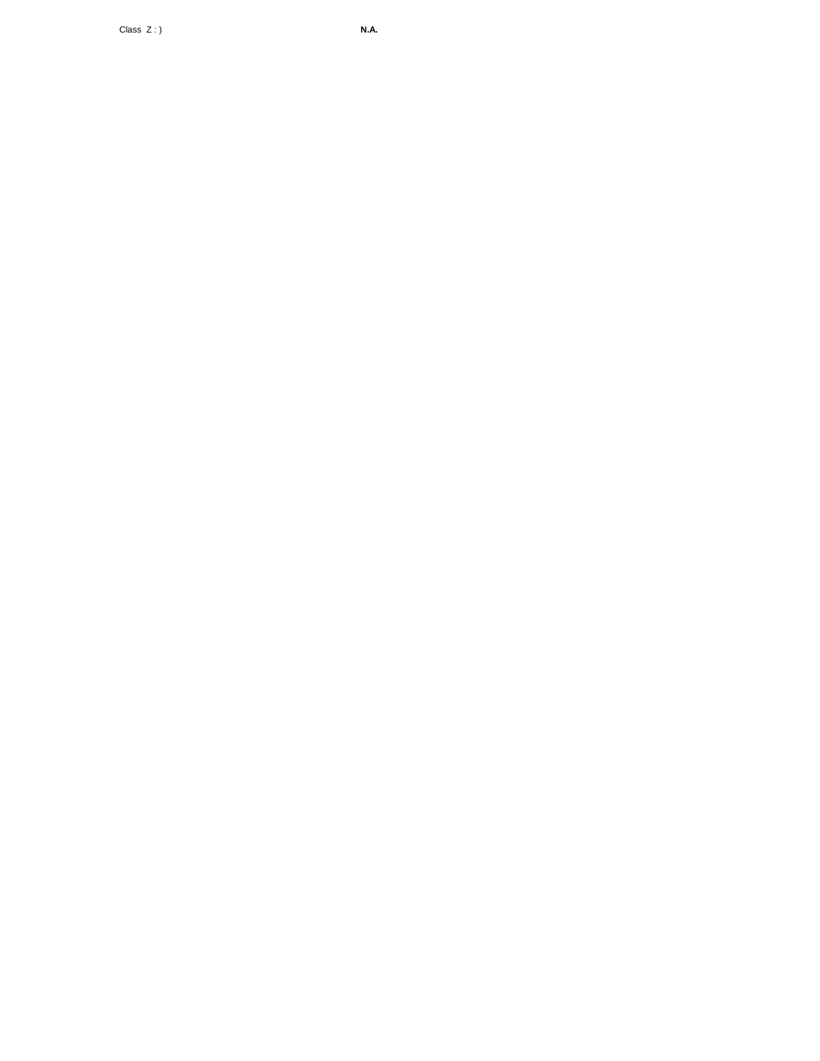Class Z : ) **N.A.**